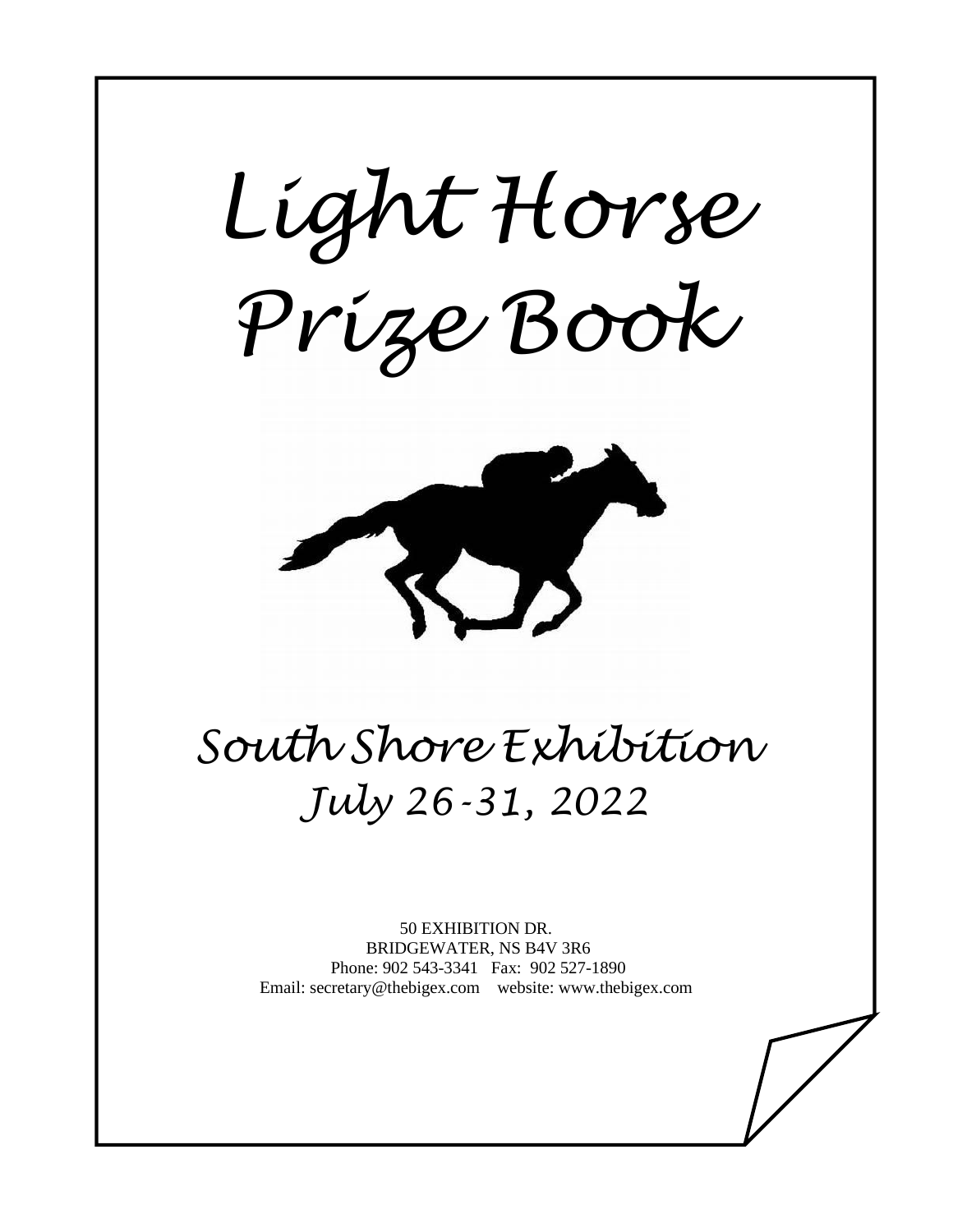# Light Horse Prize Book

## South Shore Exhibition

## July 26-31, 2022

50 EXHIBITION DR.
BRIDGEWATER, NS B4V 3R6
Phone: 902 543-3341 Fax: 902 527-1890
Email: secretary@thebigex.com website: www.thebigex.com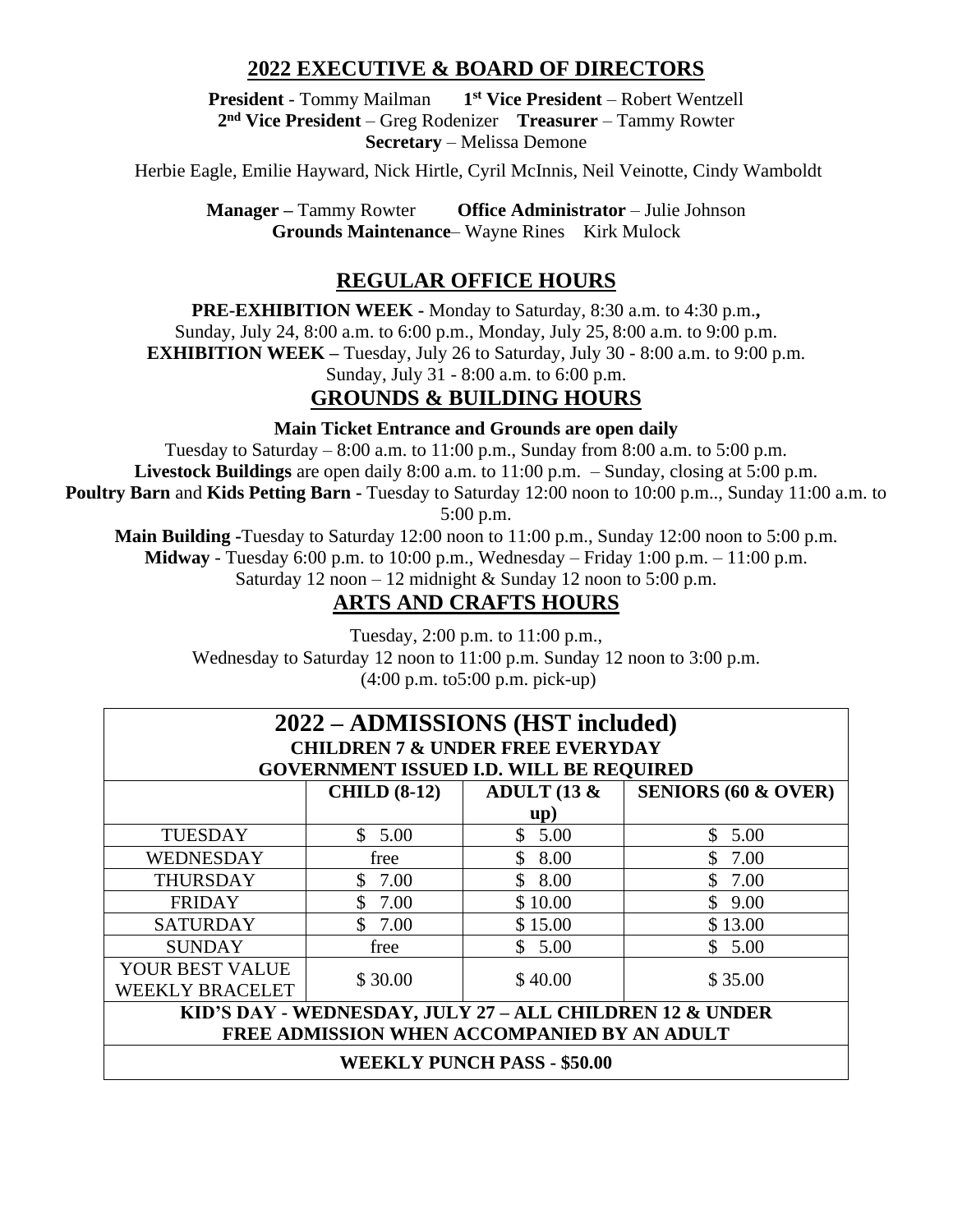## 2022 EXECUTIVE & BOARD OF DIRECTORS

**President** - Tommy Mailman **1st Vice President** – Robert Wentzell
**2nd Vice President** – Greg Rodenizer **Treasurer** – Tammy Rowter
**Secretary** – Melissa Demone

Herbie Eagle, Emilie Hayward, Nick Hirtle, Cyril McInnis, Neil Veinotte, Cindy Wamboldt

**Manager –** Tammy Rowter **Office Administrator** – Julie Johnson
**Grounds Maintenance**– Wayne Rines Kirk Mulock

## REGULAR OFFICE HOURS

**PRE-EXHIBITION WEEK -** Monday to Saturday, 8:30 a.m. to 4:30 p.m.**,**
Sunday, July 24, 8:00 a.m. to 6:00 p.m., Monday, July 25, 8:00 a.m. to 9:00 p.m.
**EXHIBITION WEEK –** Tuesday, July 26 to Saturday, July 30 - 8:00 a.m. to 9:00 p.m.
Sunday, July 31 - 8:00 a.m. to 6:00 p.m.

## GROUNDS & BUILDING HOURS

**Main Ticket Entrance and Grounds are open daily**
Tuesday to Saturday – 8:00 a.m. to 11:00 p.m., Sunday from 8:00 a.m. to 5:00 p.m.
**Livestock Buildings** are open daily 8:00 a.m. to 11:00 p.m. – Sunday, closing at 5:00 p.m.
**Poultry Barn** and **Kids Petting Barn -** Tuesday to Saturday 12:00 noon to 10:00 p.m.., Sunday 11:00 a.m. to 5:00 p.m.
**Main Building -**Tuesday to Saturday 12:00 noon to 11:00 p.m., Sunday 12:00 noon to 5:00 p.m.
**Midway** - Tuesday 6:00 p.m. to 10:00 p.m., Wednesday – Friday 1:00 p.m. – 11:00 p.m.
Saturday 12 noon – 12 midnight & Sunday 12 noon to 5:00 p.m.

## ARTS AND CRAFTS HOURS

Tuesday, 2:00 p.m. to 11:00 p.m.,
Wednesday to Saturday 12 noon to 11:00 p.m. Sunday 12 noon to 3:00 p.m.
(4:00 p.m. to5:00 p.m. pick-up)

## 2022 – ADMISSIONS (HST included)

**CHILDREN 7 & UNDER FREE EVERYDAY**
**GOVERNMENT ISSUED I.D. WILL BE REQUIRED**

| | CHILD (8-12) | ADULT (13 & up) | SENIORS (60 & OVER) |
|---|---|---|---|
| TUESDAY | $ 5.00 | $ 5.00 | $ 5.00 |
| WEDNESDAY | free | $ 8.00 | $ 7.00 |
| THURSDAY | $ 7.00 | $ 8.00 | $ 7.00 |
| FRIDAY | $ 7.00 | $ 10.00 | $ 9.00 |
| SATURDAY | $ 7.00 | $ 15.00 | $ 13.00 |
| SUNDAY | free | $ 5.00 | $ 5.00 |
| YOUR BEST VALUE WEEKLY BRACELET | $ 30.00 | $ 40.00 | $ 35.00 |

**KID'S DAY - WEDNESDAY, JULY 27 – ALL CHILDREN 12 & UNDER FREE ADMISSION WHEN ACCOMPANIED BY AN ADULT**

**WEEKLY PUNCH PASS - $50.00**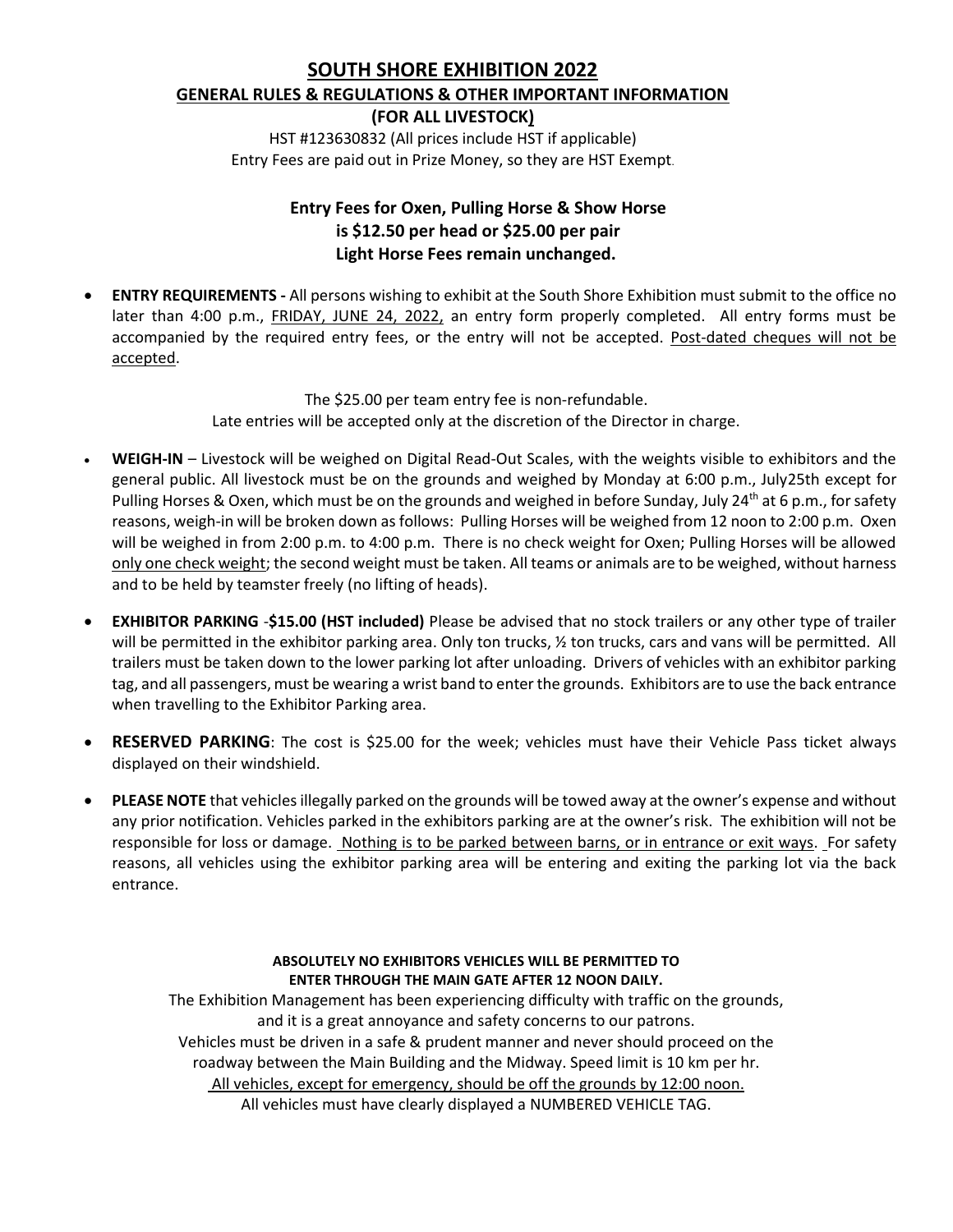# SOUTH SHORE EXHIBITION 2022

## GENERAL RULES & REGULATIONS & OTHER IMPORTANT INFORMATION

## (FOR ALL LIVESTOCK)

HST #123630832 (All prices include HST if applicable)
Entry Fees are paid out in Prize Money, so they are HST Exempt.

**Entry Fees for Oxen, Pulling Horse & Show Horse is $12.50 per head or $25.00 per pair**
**Light Horse Fees remain unchanged.**

- **ENTRY REQUIREMENTS -** All persons wishing to exhibit at the South Shore Exhibition must submit to the office no later than 4:00 p.m., FRIDAY, JUNE 24, 2022, an entry form properly completed. All entry forms must be accompanied by the required entry fees, or the entry will not be accepted. Post-dated cheques will not be accepted.

The $25.00 per team entry fee is non-refundable.
Late entries will be accepted only at the discretion of the Director in charge.

- **WEIGH-IN** – Livestock will be weighed on Digital Read-Out Scales, with the weights visible to exhibitors and the general public. All livestock must be on the grounds and weighed by Monday at 6:00 p.m., July25th except for Pulling Horses & Oxen, which must be on the grounds and weighed in before Sunday, July 24th at 6 p.m., for safety reasons, weigh-in will be broken down as follows: Pulling Horses will be weighed from 12 noon to 2:00 p.m. Oxen will be weighed in from 2:00 p.m. to 4:00 p.m. There is no check weight for Oxen; Pulling Horses will be allowed only one check weight; the second weight must be taken. All teams or animals are to be weighed, without harness and to be held by teamster freely (no lifting of heads).

- **EXHIBITOR PARKING** -**$15.00 (HST included)** Please be advised that no stock trailers or any other type of trailer will be permitted in the exhibitor parking area. Only ton trucks, ½ ton trucks, cars and vans will be permitted. All trailers must be taken down to the lower parking lot after unloading. Drivers of vehicles with an exhibitor parking tag, and all passengers, must be wearing a wrist band to enter the grounds. Exhibitors are to use the back entrance when travelling to the Exhibitor Parking area.

- **RESERVED PARKING**: The cost is $25.00 for the week; vehicles must have their Vehicle Pass ticket always displayed on their windshield.

- **PLEASE NOTE** that vehicles illegally parked on the grounds will be towed away at the owner's expense and without any prior notification. Vehicles parked in the exhibitors parking are at the owner's risk. The exhibition will not be responsible for loss or damage. Nothing is to be parked between barns, or in entrance or exit ways. For safety reasons, all vehicles using the exhibitor parking area will be entering and exiting the parking lot via the back entrance.

**ABSOLUTELY NO EXHIBITORS VEHICLES WILL BE PERMITTED TO ENTER THROUGH THE MAIN GATE AFTER 12 NOON DAILY.**

The Exhibition Management has been experiencing difficulty with traffic on the grounds, and it is a great annoyance and safety concerns to our patrons.
Vehicles must be driven in a safe & prudent manner and never should proceed on the roadway between the Main Building and the Midway. Speed limit is 10 km per hr.
All vehicles, except for emergency, should be off the grounds by 12:00 noon.
All vehicles must have clearly displayed a NUMBERED VEHICLE TAG.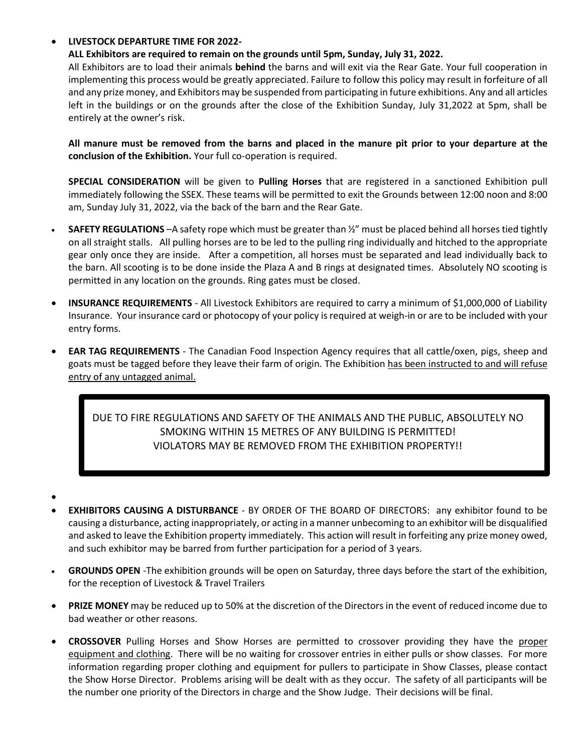- **LIVESTOCK DEPARTURE TIME FOR 2022-**

  **ALL Exhibitors are required to remain on the grounds until 5pm, Sunday, July 31, 2022.**

  All Exhibitors are to load their animals **behind** the barns and will exit via the Rear Gate. Your full cooperation in implementing this process would be greatly appreciated. Failure to follow this policy may result in forfeiture of all and any prize money, and Exhibitors may be suspended from participating in future exhibitions. Any and all articles left in the buildings or on the grounds after the close of the Exhibition Sunday, July 31,2022 at 5pm, shall be entirely at the owner's risk.

  **All manure must be removed from the barns and placed in the manure pit prior to your departure at the conclusion of the Exhibition.** Your full co-operation is required.

  **SPECIAL CONSIDERATION** will be given to **Pulling Horses** that are registered in a sanctioned Exhibition pull immediately following the SSEX. These teams will be permitted to exit the Grounds between 12:00 noon and 8:00 am, Sunday July 31, 2022, via the back of the barn and the Rear Gate.

- **SAFETY REGULATIONS** –A safety rope which must be greater than ½" must be placed behind all horses tied tightly on all straight stalls. All pulling horses are to be led to the pulling ring individually and hitched to the appropriate gear only once they are inside. After a competition, all horses must be separated and lead individually back to the barn. All scooting is to be done inside the Plaza A and B rings at designated times. Absolutely NO scooting is permitted in any location on the grounds. Ring gates must be closed.

- **INSURANCE REQUIREMENTS** - All Livestock Exhibitors are required to carry a minimum of $1,000,000 of Liability Insurance. Your insurance card or photocopy of your policy is required at weigh-in or are to be included with your entry forms.

- **EAR TAG REQUIREMENTS** - The Canadian Food Inspection Agency requires that all cattle/oxen, pigs, sheep and goats must be tagged before they leave their farm of origin. The Exhibition has been instructed to and will refuse entry of any untagged animal.

DUE TO FIRE REGULATIONS AND SAFETY OF THE ANIMALS AND THE PUBLIC, ABSOLUTELY NO SMOKING WITHIN 15 METRES OF ANY BUILDING IS PERMITTED!
VIOLATORS MAY BE REMOVED FROM THE EXHIBITION PROPERTY!!

- **EXHIBITORS CAUSING A DISTURBANCE** - BY ORDER OF THE BOARD OF DIRECTORS: any exhibitor found to be causing a disturbance, acting inappropriately, or acting in a manner unbecoming to an exhibitor will be disqualified and asked to leave the Exhibition property immediately. This action will result in forfeiting any prize money owed, and such exhibitor may be barred from further participation for a period of 3 years.

- **GROUNDS OPEN** -The exhibition grounds will be open on Saturday, three days before the start of the exhibition, for the reception of Livestock & Travel Trailers

- **PRIZE MONEY** may be reduced up to 50% at the discretion of the Directors in the event of reduced income due to bad weather or other reasons.

- **CROSSOVER** Pulling Horses and Show Horses are permitted to crossover providing they have the proper equipment and clothing. There will be no waiting for crossover entries in either pulls or show classes. For more information regarding proper clothing and equipment for pullers to participate in Show Classes, please contact the Show Horse Director. Problems arising will be dealt with as they occur. The safety of all participants will be the number one priority of the Directors in charge and the Show Judge. Their decisions will be final.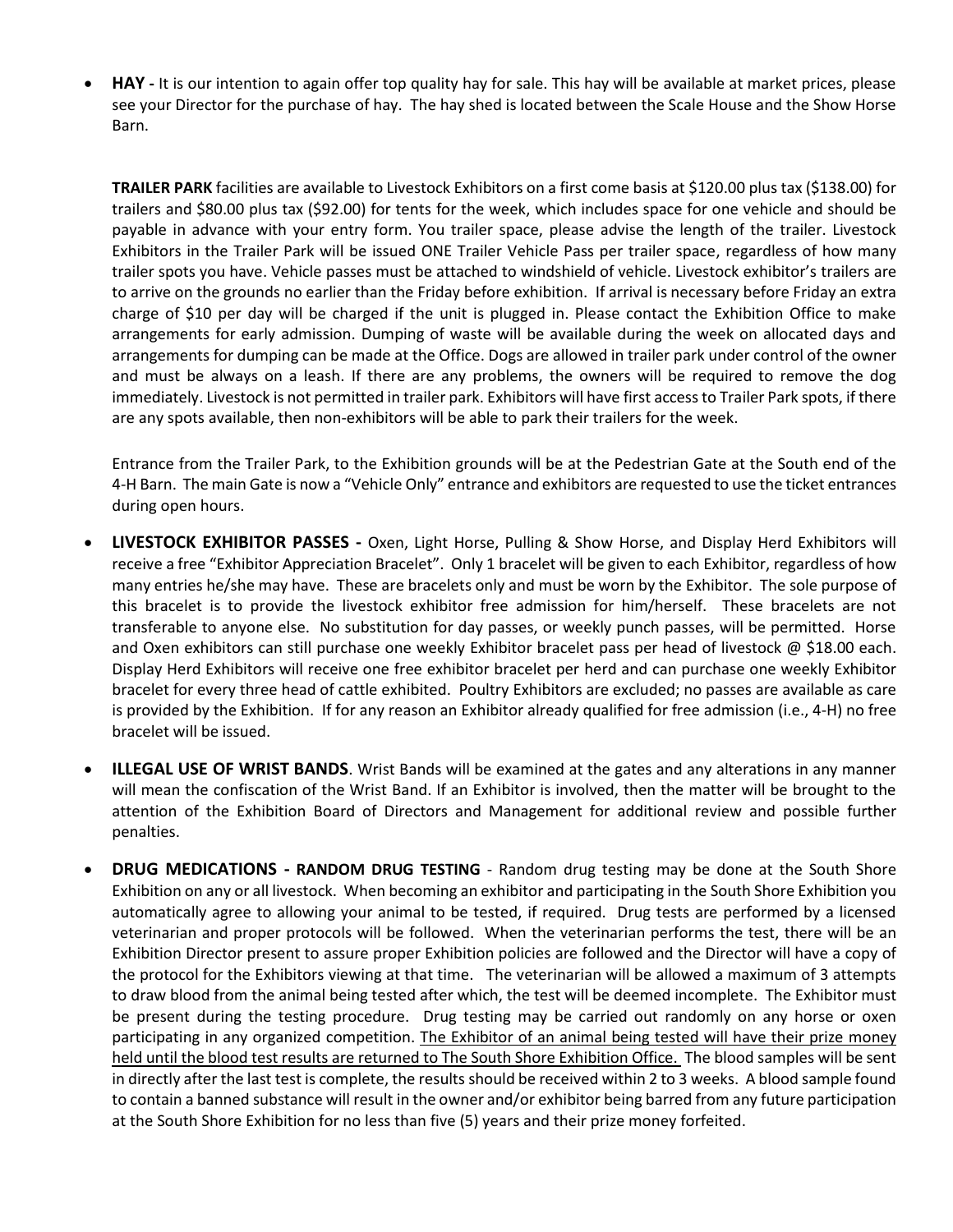- **HAY -** It is our intention to again offer top quality hay for sale. This hay will be available at market prices, please see your Director for the purchase of hay. The hay shed is located between the Scale House and the Show Horse Barn.

  **TRAILER PARK** facilities are available to Livestock Exhibitors on a first come basis at $120.00 plus tax ($138.00) for trailers and $80.00 plus tax ($92.00) for tents for the week, which includes space for one vehicle and should be payable in advance with your entry form. You trailer space, please advise the length of the trailer. Livestock Exhibitors in the Trailer Park will be issued ONE Trailer Vehicle Pass per trailer space, regardless of how many trailer spots you have. Vehicle passes must be attached to windshield of vehicle. Livestock exhibitor's trailers are to arrive on the grounds no earlier than the Friday before exhibition. If arrival is necessary before Friday an extra charge of $10 per day will be charged if the unit is plugged in. Please contact the Exhibition Office to make arrangements for early admission. Dumping of waste will be available during the week on allocated days and arrangements for dumping can be made at the Office. Dogs are allowed in trailer park under control of the owner and must be always on a leash. If there are any problems, the owners will be required to remove the dog immediately. Livestock is not permitted in trailer park. Exhibitors will have first access to Trailer Park spots, if there are any spots available, then non-exhibitors will be able to park their trailers for the week.

  Entrance from the Trailer Park, to the Exhibition grounds will be at the Pedestrian Gate at the South end of the 4-H Barn. The main Gate is now a "Vehicle Only" entrance and exhibitors are requested to use the ticket entrances during open hours.

- **LIVESTOCK EXHIBITOR PASSES -** Oxen, Light Horse, Pulling & Show Horse, and Display Herd Exhibitors will receive a free "Exhibitor Appreciation Bracelet". Only 1 bracelet will be given to each Exhibitor, regardless of how many entries he/she may have. These are bracelets only and must be worn by the Exhibitor. The sole purpose of this bracelet is to provide the livestock exhibitor free admission for him/herself. These bracelets are not transferable to anyone else. No substitution for day passes, or weekly punch passes, will be permitted. Horse and Oxen exhibitors can still purchase one weekly Exhibitor bracelet pass per head of livestock @ $18.00 each. Display Herd Exhibitors will receive one free exhibitor bracelet per herd and can purchase one weekly Exhibitor bracelet for every three head of cattle exhibited. Poultry Exhibitors are excluded; no passes are available as care is provided by the Exhibition. If for any reason an Exhibitor already qualified for free admission (i.e., 4-H) no free bracelet will be issued.

- **ILLEGAL USE OF WRIST BANDS**. Wrist Bands will be examined at the gates and any alterations in any manner will mean the confiscation of the Wrist Band. If an Exhibitor is involved, then the matter will be brought to the attention of the Exhibition Board of Directors and Management for additional review and possible further penalties.

- **DRUG MEDICATIONS - RANDOM DRUG TESTING** - Random drug testing may be done at the South Shore Exhibition on any or all livestock. When becoming an exhibitor and participating in the South Shore Exhibition you automatically agree to allowing your animal to be tested, if required. Drug tests are performed by a licensed veterinarian and proper protocols will be followed. When the veterinarian performs the test, there will be an Exhibition Director present to assure proper Exhibition policies are followed and the Director will have a copy of the protocol for the Exhibitors viewing at that time. The veterinarian will be allowed a maximum of 3 attempts to draw blood from the animal being tested after which, the test will be deemed incomplete. The Exhibitor must be present during the testing procedure. Drug testing may be carried out randomly on any horse or oxen participating in any organized competition. The Exhibitor of an animal being tested will have their prize money held until the blood test results are returned to The South Shore Exhibition Office. The blood samples will be sent in directly after the last test is complete, the results should be received within 2 to 3 weeks. A blood sample found to contain a banned substance will result in the owner and/or exhibitor being barred from any future participation at the South Shore Exhibition for no less than five (5) years and their prize money forfeited.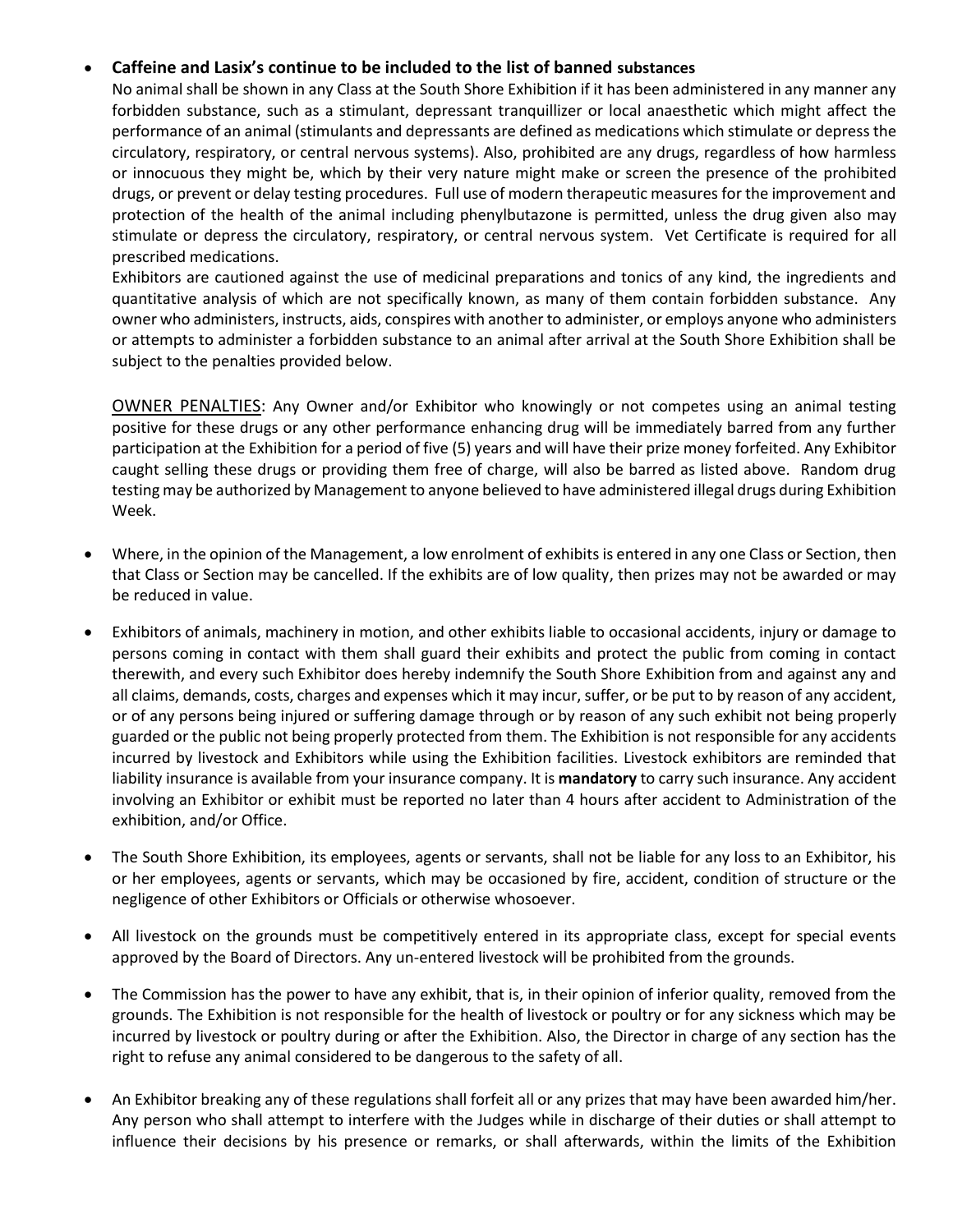- **Caffeine and Lasix's continue to be included to the list of banned substances**

  No animal shall be shown in any Class at the South Shore Exhibition if it has been administered in any manner any forbidden substance, such as a stimulant, depressant tranquillizer or local anaesthetic which might affect the performance of an animal (stimulants and depressants are defined as medications which stimulate or depress the circulatory, respiratory, or central nervous systems). Also, prohibited are any drugs, regardless of how harmless or innocuous they might be, which by their very nature might make or screen the presence of the prohibited drugs, or prevent or delay testing procedures. Full use of modern therapeutic measures for the improvement and protection of the health of the animal including phenylbutazone is permitted, unless the drug given also may stimulate or depress the circulatory, respiratory, or central nervous system. Vet Certificate is required for all prescribed medications.

  Exhibitors are cautioned against the use of medicinal preparations and tonics of any kind, the ingredients and quantitative analysis of which are not specifically known, as many of them contain forbidden substance. Any owner who administers, instructs, aids, conspires with another to administer, or employs anyone who administers or attempts to administer a forbidden substance to an animal after arrival at the South Shore Exhibition shall be subject to the penalties provided below.

  OWNER PENALTIES: Any Owner and/or Exhibitor who knowingly or not competes using an animal testing positive for these drugs or any other performance enhancing drug will be immediately barred from any further participation at the Exhibition for a period of five (5) years and will have their prize money forfeited. Any Exhibitor caught selling these drugs or providing them free of charge, will also be barred as listed above. Random drug testing may be authorized by Management to anyone believed to have administered illegal drugs during Exhibition Week.

- Where, in the opinion of the Management, a low enrolment of exhibits is entered in any one Class or Section, then that Class or Section may be cancelled. If the exhibits are of low quality, then prizes may not be awarded or may be reduced in value.

- Exhibitors of animals, machinery in motion, and other exhibits liable to occasional accidents, injury or damage to persons coming in contact with them shall guard their exhibits and protect the public from coming in contact therewith, and every such Exhibitor does hereby indemnify the South Shore Exhibition from and against any and all claims, demands, costs, charges and expenses which it may incur, suffer, or be put to by reason of any accident, or of any persons being injured or suffering damage through or by reason of any such exhibit not being properly guarded or the public not being properly protected from them. The Exhibition is not responsible for any accidents incurred by livestock and Exhibitors while using the Exhibition facilities. Livestock exhibitors are reminded that liability insurance is available from your insurance company. It is **mandatory** to carry such insurance. Any accident involving an Exhibitor or exhibit must be reported no later than 4 hours after accident to Administration of the exhibition, and/or Office.

- The South Shore Exhibition, its employees, agents or servants, shall not be liable for any loss to an Exhibitor, his or her employees, agents or servants, which may be occasioned by fire, accident, condition of structure or the negligence of other Exhibitors or Officials or otherwise whosoever.

- All livestock on the grounds must be competitively entered in its appropriate class, except for special events approved by the Board of Directors. Any un-entered livestock will be prohibited from the grounds.

- The Commission has the power to have any exhibit, that is, in their opinion of inferior quality, removed from the grounds. The Exhibition is not responsible for the health of livestock or poultry or for any sickness which may be incurred by livestock or poultry during or after the Exhibition. Also, the Director in charge of any section has the right to refuse any animal considered to be dangerous to the safety of all.

- An Exhibitor breaking any of these regulations shall forfeit all or any prizes that may have been awarded him/her. Any person who shall attempt to interfere with the Judges while in discharge of their duties or shall attempt to influence their decisions by his presence or remarks, or shall afterwards, within the limits of the Exhibition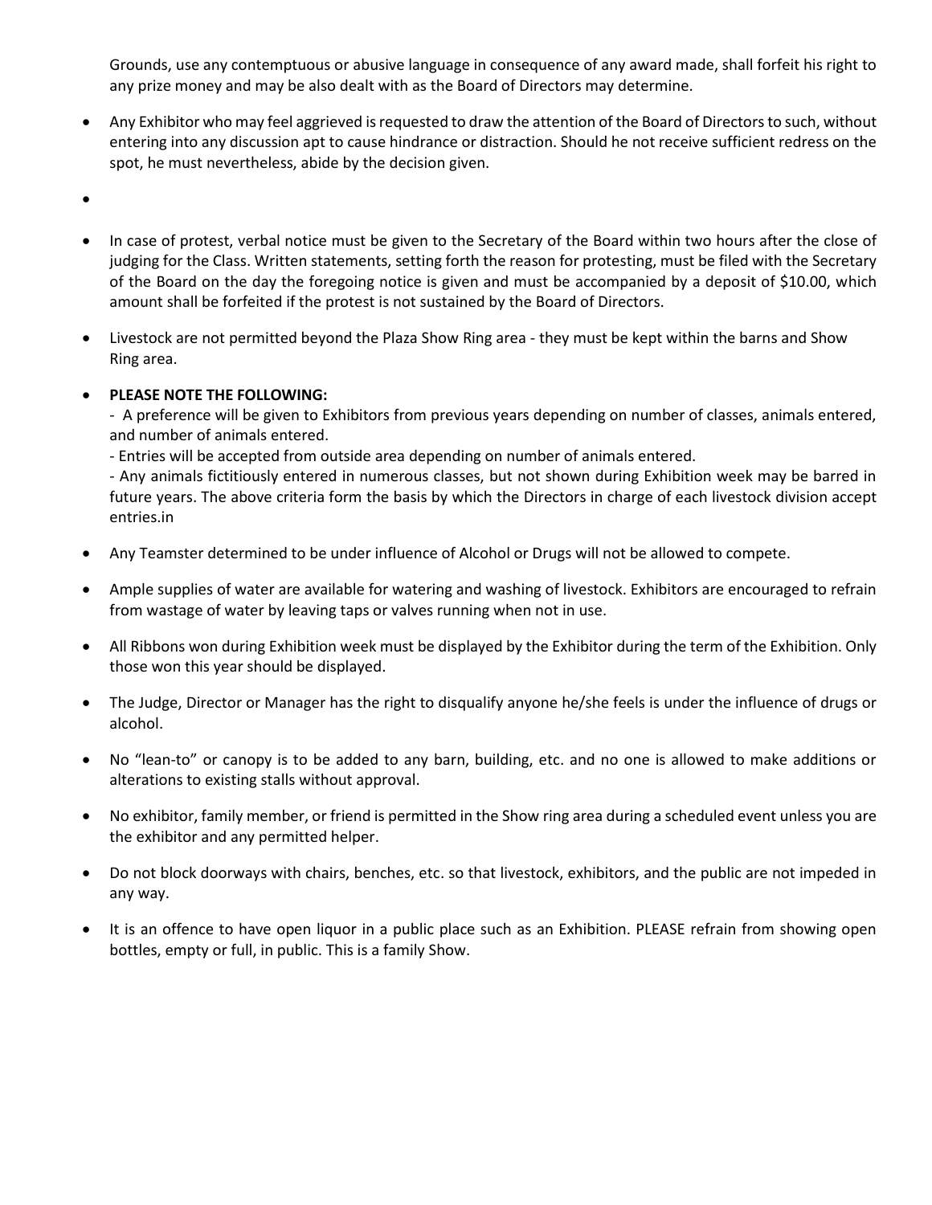Grounds, use any contemptuous or abusive language in consequence of any award made, shall forfeit his right to any prize money and may be also dealt with as the Board of Directors may determine.

- Any Exhibitor who may feel aggrieved is requested to draw the attention of the Board of Directors to such, without entering into any discussion apt to cause hindrance or distraction. Should he not receive sufficient redress on the spot, he must nevertheless, abide by the decision given.

- In case of protest, verbal notice must be given to the Secretary of the Board within two hours after the close of judging for the Class. Written statements, setting forth the reason for protesting, must be filed with the Secretary of the Board on the day the foregoing notice is given and must be accompanied by a deposit of $10.00, which amount shall be forfeited if the protest is not sustained by the Board of Directors.

- Livestock are not permitted beyond the Plaza Show Ring area - they must be kept within the barns and Show Ring area.

- **PLEASE NOTE THE FOLLOWING:**
  - A preference will be given to Exhibitors from previous years depending on number of classes, animals entered, and number of animals entered.
  - Entries will be accepted from outside area depending on number of animals entered.
  - Any animals fictitiously entered in numerous classes, but not shown during Exhibition week may be barred in future years. The above criteria form the basis by which the Directors in charge of each livestock division accept entries.in

- Any Teamster determined to be under influence of Alcohol or Drugs will not be allowed to compete.

- Ample supplies of water are available for watering and washing of livestock. Exhibitors are encouraged to refrain from wastage of water by leaving taps or valves running when not in use.

- All Ribbons won during Exhibition week must be displayed by the Exhibitor during the term of the Exhibition. Only those won this year should be displayed.

- The Judge, Director or Manager has the right to disqualify anyone he/she feels is under the influence of drugs or alcohol.

- No "lean-to" or canopy is to be added to any barn, building, etc. and no one is allowed to make additions or alterations to existing stalls without approval.

- No exhibitor, family member, or friend is permitted in the Show ring area during a scheduled event unless you are the exhibitor and any permitted helper.

- Do not block doorways with chairs, benches, etc. so that livestock, exhibitors, and the public are not impeded in any way.

- It is an offence to have open liquor in a public place such as an Exhibition. PLEASE refrain from showing open bottles, empty or full, in public. This is a family Show.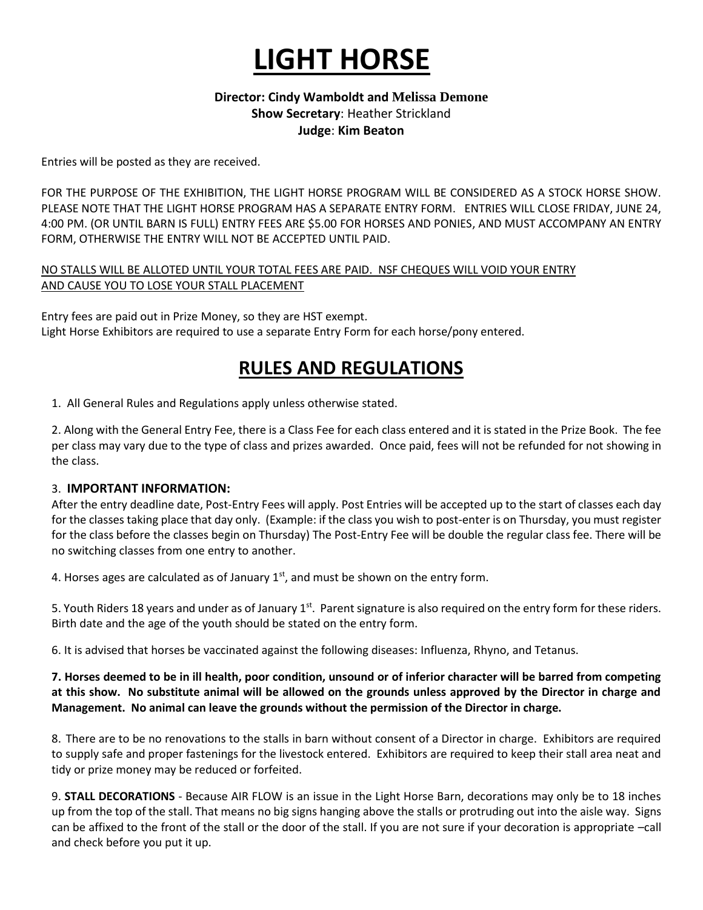# LIGHT HORSE

**Director: Cindy Wamboldt and Melissa Demone**
**Show Secretary**: Heather Strickland
**Judge**: **Kim Beaton**

Entries will be posted as they are received.

FOR THE PURPOSE OF THE EXHIBITION, THE LIGHT HORSE PROGRAM WILL BE CONSIDERED AS A STOCK HORSE SHOW. PLEASE NOTE THAT THE LIGHT HORSE PROGRAM HAS A SEPARATE ENTRY FORM. ENTRIES WILL CLOSE FRIDAY, JUNE 24, 4:00 PM. (OR UNTIL BARN IS FULL) ENTRY FEES ARE $5.00 FOR HORSES AND PONIES, AND MUST ACCOMPANY AN ENTRY FORM, OTHERWISE THE ENTRY WILL NOT BE ACCEPTED UNTIL PAID.

<u>NO STALLS WILL BE ALLOTED UNTIL YOUR TOTAL FEES ARE PAID. NSF CHEQUES WILL VOID YOUR ENTRY AND CAUSE YOU TO LOSE YOUR STALL PLACEMENT</u>

Entry fees are paid out in Prize Money, so they are HST exempt.
Light Horse Exhibitors are required to use a separate Entry Form for each horse/pony entered.

## RULES AND REGULATIONS

1. All General Rules and Regulations apply unless otherwise stated.

2. Along with the General Entry Fee, there is a Class Fee for each class entered and it is stated in the Prize Book. The fee per class may vary due to the type of class and prizes awarded. Once paid, fees will not be refunded for not showing in the class.

3. **IMPORTANT INFORMATION:**
After the entry deadline date, Post-Entry Fees will apply. Post Entries will be accepted up to the start of classes each day for the classes taking place that day only. (Example: if the class you wish to post-enter is on Thursday, you must register for the class before the classes begin on Thursday) The Post-Entry Fee will be double the regular class fee. There will be no switching classes from one entry to another.

4. Horses ages are calculated as of January 1st, and must be shown on the entry form.

5. Youth Riders 18 years and under as of January 1st. Parent signature is also required on the entry form for these riders. Birth date and the age of the youth should be stated on the entry form.

6. It is advised that horses be vaccinated against the following diseases: Influenza, Rhyno, and Tetanus.

**7. Horses deemed to be in ill health, poor condition, unsound or of inferior character will be barred from competing at this show. No substitute animal will be allowed on the grounds unless approved by the Director in charge and Management. No animal can leave the grounds without the permission of the Director in charge.**

8. There are to be no renovations to the stalls in barn without consent of a Director in charge. Exhibitors are required to supply safe and proper fastenings for the livestock entered. Exhibitors are required to keep their stall area neat and tidy or prize money may be reduced or forfeited.

9. **STALL DECORATIONS** - Because AIR FLOW is an issue in the Light Horse Barn, decorations may only be to 18 inches up from the top of the stall. That means no big signs hanging above the stalls or protruding out into the aisle way. Signs can be affixed to the front of the stall or the door of the stall. If you are not sure if your decoration is appropriate –call and check before you put it up.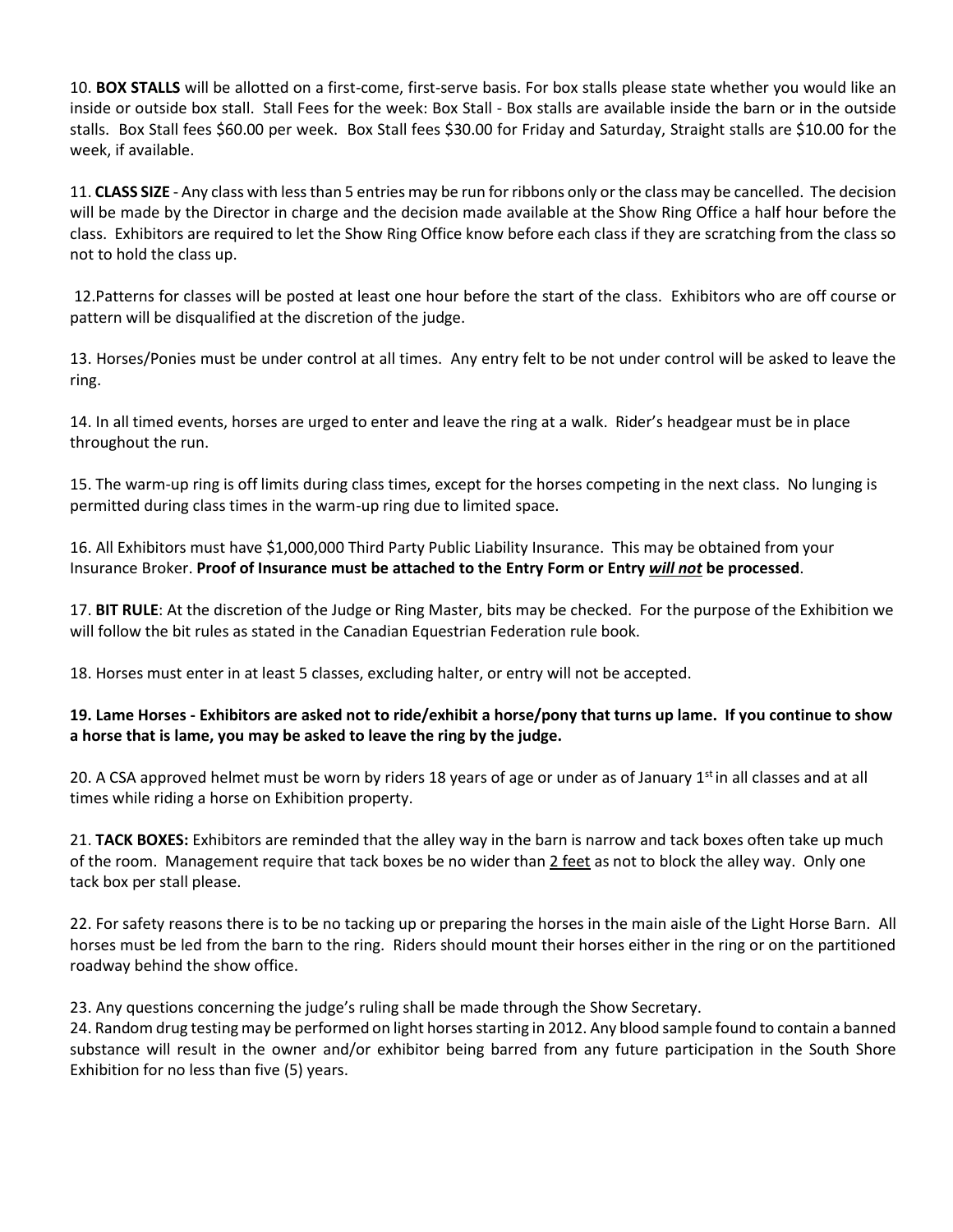10. **BOX STALLS** will be allotted on a first-come, first-serve basis. For box stalls please state whether you would like an inside or outside box stall. Stall Fees for the week: Box Stall - Box stalls are available inside the barn or in the outside stalls. Box Stall fees $60.00 per week. Box Stall fees $30.00 for Friday and Saturday, Straight stalls are $10.00 for the week, if available.

11. **CLASS SIZE** - Any class with less than 5 entries may be run for ribbons only or the class may be cancelled. The decision will be made by the Director in charge and the decision made available at the Show Ring Office a half hour before the class. Exhibitors are required to let the Show Ring Office know before each class if they are scratching from the class so not to hold the class up.

12.Patterns for classes will be posted at least one hour before the start of the class. Exhibitors who are off course or pattern will be disqualified at the discretion of the judge.

13. Horses/Ponies must be under control at all times. Any entry felt to be not under control will be asked to leave the ring.

14. In all timed events, horses are urged to enter and leave the ring at a walk. Rider's headgear must be in place throughout the run.

15. The warm-up ring is off limits during class times, except for the horses competing in the next class. No lunging is permitted during class times in the warm-up ring due to limited space.

16. All Exhibitors must have $1,000,000 Third Party Public Liability Insurance. This may be obtained from your Insurance Broker. **Proof of Insurance must be attached to the Entry Form or Entry *will not* be processed**.

17. **BIT RULE**: At the discretion of the Judge or Ring Master, bits may be checked. For the purpose of the Exhibition we will follow the bit rules as stated in the Canadian Equestrian Federation rule book.

18. Horses must enter in at least 5 classes, excluding halter, or entry will not be accepted.

**19. Lame Horses - Exhibitors are asked not to ride/exhibit a horse/pony that turns up lame. If you continue to show a horse that is lame, you may be asked to leave the ring by the judge.**

20. A CSA approved helmet must be worn by riders 18 years of age or under as of January 1st in all classes and at all times while riding a horse on Exhibition property.

21. **TACK BOXES:** Exhibitors are reminded that the alley way in the barn is narrow and tack boxes often take up much of the room. Management require that tack boxes be no wider than 2 feet as not to block the alley way. Only one tack box per stall please.

22. For safety reasons there is to be no tacking up or preparing the horses in the main aisle of the Light Horse Barn. All horses must be led from the barn to the ring. Riders should mount their horses either in the ring or on the partitioned roadway behind the show office.

23. Any questions concerning the judge's ruling shall be made through the Show Secretary.

24. Random drug testing may be performed on light horses starting in 2012. Any blood sample found to contain a banned substance will result in the owner and/or exhibitor being barred from any future participation in the South Shore Exhibition for no less than five (5) years.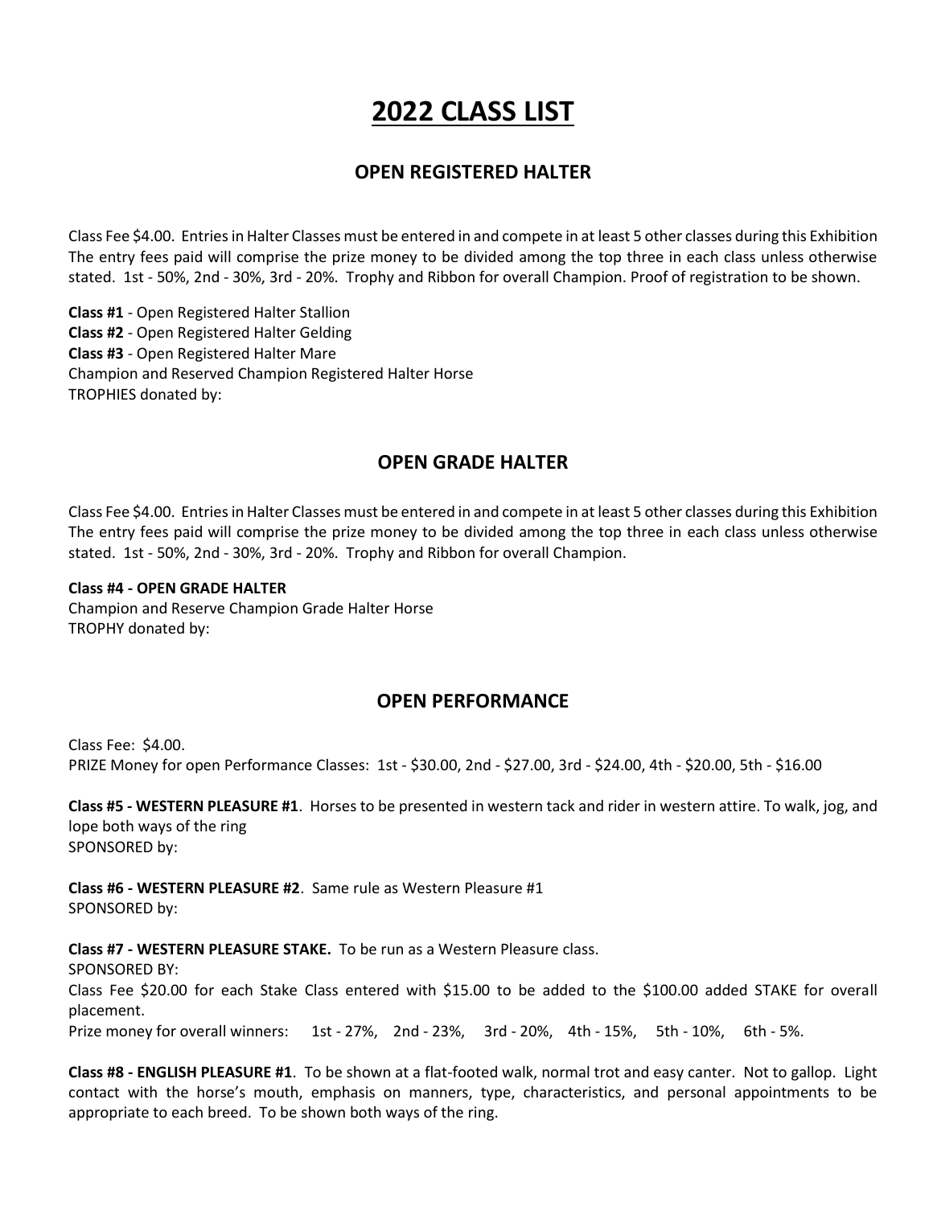# 2022 CLASS LIST

## OPEN REGISTERED HALTER

Class Fee $4.00. Entries in Halter Classes must be entered in and compete in at least 5 other classes during this Exhibition The entry fees paid will comprise the prize money to be divided among the top three in each class unless otherwise stated. 1st - 50%, 2nd - 30%, 3rd - 20%. Trophy and Ribbon for overall Champion. Proof of registration to be shown.

**Class #1** - Open Registered Halter Stallion
**Class #2** - Open Registered Halter Gelding
**Class #3** - Open Registered Halter Mare
Champion and Reserved Champion Registered Halter Horse
TROPHIES donated by:

## OPEN GRADE HALTER

Class Fee $4.00. Entries in Halter Classes must be entered in and compete in at least 5 other classes during this Exhibition The entry fees paid will comprise the prize money to be divided among the top three in each class unless otherwise stated. 1st - 50%, 2nd - 30%, 3rd - 20%. Trophy and Ribbon for overall Champion.

**Class #4 - OPEN GRADE HALTER**
Champion and Reserve Champion Grade Halter Horse
TROPHY donated by:

## OPEN PERFORMANCE

Class Fee: $4.00.
PRIZE Money for open Performance Classes: 1st - $30.00, 2nd - $27.00, 3rd - $24.00, 4th - $20.00, 5th - $16.00

**Class #5 - WESTERN PLEASURE #1**. Horses to be presented in western tack and rider in western attire. To walk, jog, and lope both ways of the ring
SPONSORED by:

**Class #6 - WESTERN PLEASURE #2**. Same rule as Western Pleasure #1
SPONSORED by:

**Class #7 - WESTERN PLEASURE STAKE.** To be run as a Western Pleasure class.
SPONSORED BY:
Class Fee $20.00 for each Stake Class entered with $15.00 to be added to the $100.00 added STAKE for overall placement.
Prize money for overall winners: 1st - 27%, 2nd - 23%, 3rd - 20%, 4th - 15%, 5th - 10%, 6th - 5%.

**Class #8 - ENGLISH PLEASURE #1**. To be shown at a flat-footed walk, normal trot and easy canter. Not to gallop. Light contact with the horse's mouth, emphasis on manners, type, characteristics, and personal appointments to be appropriate to each breed. To be shown both ways of the ring.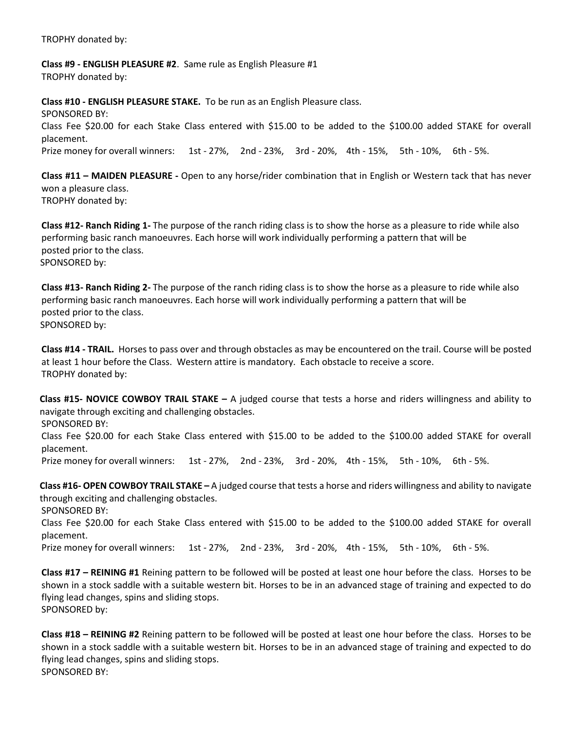TROPHY donated by:

**Class #9 - ENGLISH PLEASURE #2**. Same rule as English Pleasure #1
TROPHY donated by:

**Class #10 - ENGLISH PLEASURE STAKE.** To be run as an English Pleasure class.
SPONSORED BY:
Class Fee $20.00 for each Stake Class entered with $15.00 to be added to the $100.00 added STAKE for overall placement.
Prize money for overall winners: 1st - 27%, 2nd - 23%, 3rd - 20%, 4th - 15%, 5th - 10%, 6th - 5%.

**Class #11 – MAIDEN PLEASURE -** Open to any horse/rider combination that in English or Western tack that has never won a pleasure class.
TROPHY donated by:

**Class #12- Ranch Riding 1-** The purpose of the ranch riding class is to show the horse as a pleasure to ride while also performing basic ranch manoeuvres. Each horse will work individually performing a pattern that will be posted prior to the class.
SPONSORED by:

**Class #13- Ranch Riding 2-** The purpose of the ranch riding class is to show the horse as a pleasure to ride while also performing basic ranch manoeuvres. Each horse will work individually performing a pattern that will be posted prior to the class.
SPONSORED by:

**Class #14 - TRAIL.** Horses to pass over and through obstacles as may be encountered on the trail. Course will be posted at least 1 hour before the Class. Western attire is mandatory. Each obstacle to receive a score.
TROPHY donated by:

**Class #15- NOVICE COWBOY TRAIL STAKE –** A judged course that tests a horse and riders willingness and ability to navigate through exciting and challenging obstacles.
SPONSORED BY:
Class Fee $20.00 for each Stake Class entered with $15.00 to be added to the $100.00 added STAKE for overall placement.
Prize money for overall winners: 1st - 27%, 2nd - 23%, 3rd - 20%, 4th - 15%, 5th - 10%, 6th - 5%.

**Class #16- OPEN COWBOY TRAIL STAKE –** A judged course that tests a horse and riders willingness and ability to navigate through exciting and challenging obstacles.
SPONSORED BY:
Class Fee $20.00 for each Stake Class entered with $15.00 to be added to the $100.00 added STAKE for overall placement.
Prize money for overall winners: 1st - 27%, 2nd - 23%, 3rd - 20%, 4th - 15%, 5th - 10%, 6th - 5%.

**Class #17 – REINING #1** Reining pattern to be followed will be posted at least one hour before the class. Horses to be shown in a stock saddle with a suitable western bit. Horses to be in an advanced stage of training and expected to do flying lead changes, spins and sliding stops.
SPONSORED by:

**Class #18 – REINING #2** Reining pattern to be followed will be posted at least one hour before the class. Horses to be shown in a stock saddle with a suitable western bit. Horses to be in an advanced stage of training and expected to do flying lead changes, spins and sliding stops.
SPONSORED BY: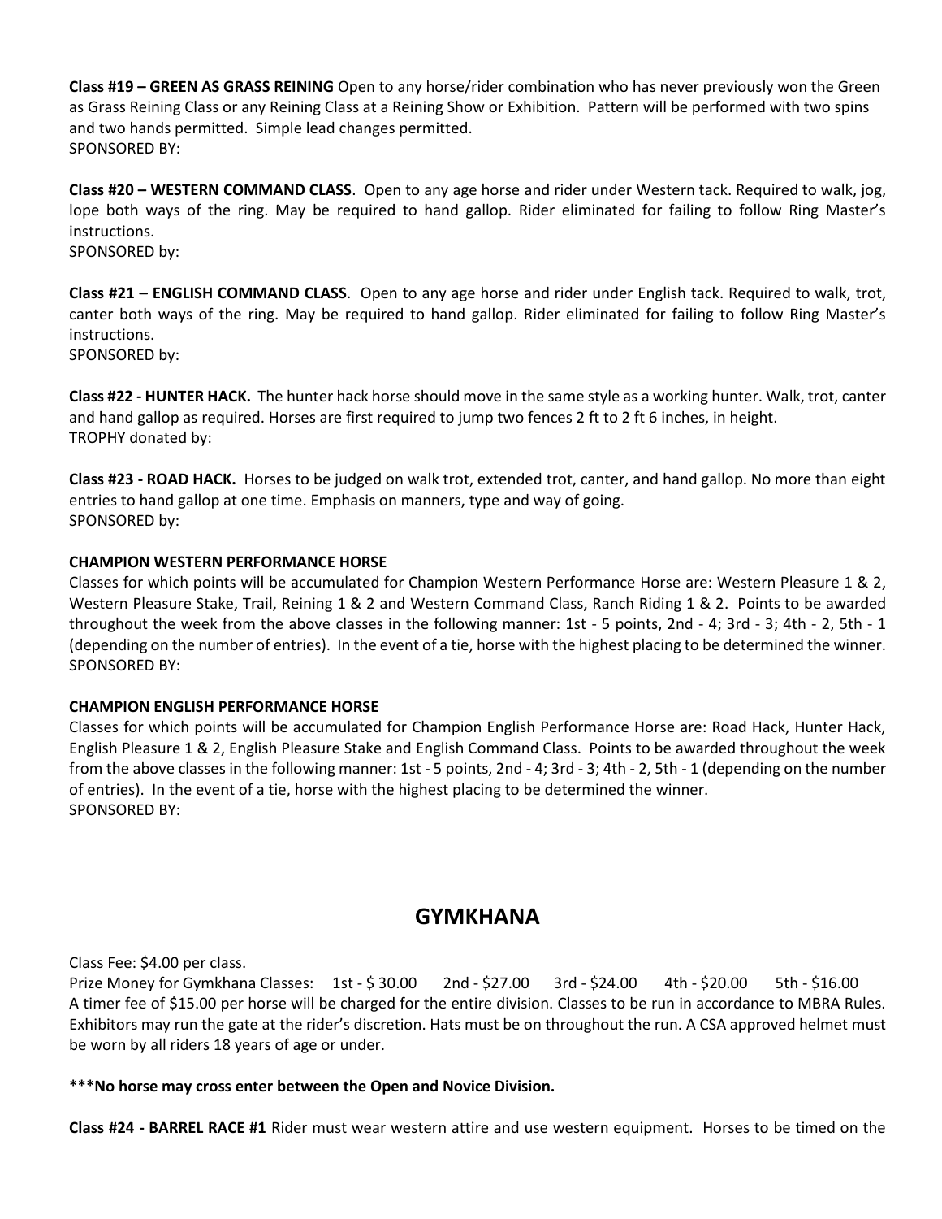**Class #19 – GREEN AS GRASS REINING** Open to any horse/rider combination who has never previously won the Green as Grass Reining Class or any Reining Class at a Reining Show or Exhibition. Pattern will be performed with two spins and two hands permitted. Simple lead changes permitted.
SPONSORED BY:

**Class #20 – WESTERN COMMAND CLASS**. Open to any age horse and rider under Western tack. Required to walk, jog, lope both ways of the ring. May be required to hand gallop. Rider eliminated for failing to follow Ring Master's instructions.
SPONSORED by:

**Class #21 – ENGLISH COMMAND CLASS**. Open to any age horse and rider under English tack. Required to walk, trot, canter both ways of the ring. May be required to hand gallop. Rider eliminated for failing to follow Ring Master's instructions.
SPONSORED by:

**Class #22 - HUNTER HACK.** The hunter hack horse should move in the same style as a working hunter. Walk, trot, canter and hand gallop as required. Horses are first required to jump two fences 2 ft to 2 ft 6 inches, in height.
TROPHY donated by:

**Class #23 - ROAD HACK.** Horses to be judged on walk trot, extended trot, canter, and hand gallop. No more than eight entries to hand gallop at one time. Emphasis on manners, type and way of going.
SPONSORED by:

**CHAMPION WESTERN PERFORMANCE HORSE**
Classes for which points will be accumulated for Champion Western Performance Horse are: Western Pleasure 1 & 2, Western Pleasure Stake, Trail, Reining 1 & 2 and Western Command Class, Ranch Riding 1 & 2. Points to be awarded throughout the week from the above classes in the following manner: 1st - 5 points, 2nd - 4; 3rd - 3; 4th - 2, 5th - 1 (depending on the number of entries). In the event of a tie, horse with the highest placing to be determined the winner.
SPONSORED BY:

**CHAMPION ENGLISH PERFORMANCE HORSE**
Classes for which points will be accumulated for Champion English Performance Horse are: Road Hack, Hunter Hack, English Pleasure 1 & 2, English Pleasure Stake and English Command Class. Points to be awarded throughout the week from the above classes in the following manner: 1st - 5 points, 2nd - 4; 3rd - 3; 4th - 2, 5th - 1 (depending on the number of entries). In the event of a tie, horse with the highest placing to be determined the winner.
SPONSORED BY:

## GYMKHANA

Class Fee: $4.00 per class.
Prize Money for Gymkhana Classes: 1st - $ 30.00 2nd - $27.00 3rd - $24.00 4th - $20.00 5th - $16.00
A timer fee of $15.00 per horse will be charged for the entire division. Classes to be run in accordance to MBRA Rules. Exhibitors may run the gate at the rider's discretion. Hats must be on throughout the run. A CSA approved helmet must be worn by all riders 18 years of age or under.

**\*\*\*No horse may cross enter between the Open and Novice Division.**

**Class #24 - BARREL RACE #1** Rider must wear western attire and use western equipment. Horses to be timed on the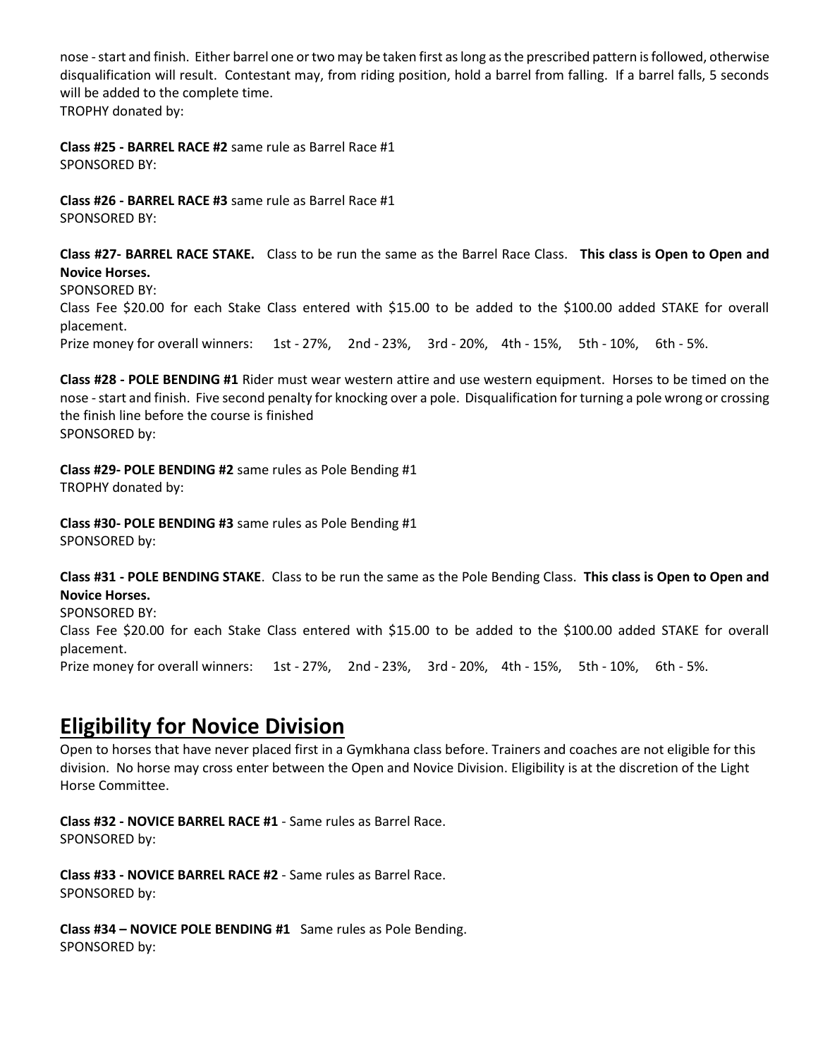nose - start and finish. Either barrel one or two may be taken first as long as the prescribed pattern is followed, otherwise disqualification will result. Contestant may, from riding position, hold a barrel from falling. If a barrel falls, 5 seconds will be added to the complete time.
TROPHY donated by:

**Class #25 - BARREL RACE #2** same rule as Barrel Race #1
SPONSORED BY:

**Class #26 - BARREL RACE #3** same rule as Barrel Race #1
SPONSORED BY:

**Class #27- BARREL RACE STAKE.** Class to be run the same as the Barrel Race Class. **This class is Open to Open and Novice Horses.**
SPONSORED BY:
Class Fee $20.00 for each Stake Class entered with $15.00 to be added to the $100.00 added STAKE for overall placement.
Prize money for overall winners: 1st - 27%, 2nd - 23%, 3rd - 20%, 4th - 15%, 5th - 10%, 6th - 5%.

**Class #28 - POLE BENDING #1** Rider must wear western attire and use western equipment. Horses to be timed on the nose - start and finish. Five second penalty for knocking over a pole. Disqualification for turning a pole wrong or crossing the finish line before the course is finished
SPONSORED by:

**Class #29- POLE BENDING #2** same rules as Pole Bending #1
TROPHY donated by:

**Class #30- POLE BENDING #3** same rules as Pole Bending #1
SPONSORED by:

**Class #31 - POLE BENDING STAKE**. Class to be run the same as the Pole Bending Class. **This class is Open to Open and Novice Horses.**
SPONSORED BY:
Class Fee $20.00 for each Stake Class entered with $15.00 to be added to the $100.00 added STAKE for overall placement.
Prize money for overall winners: 1st - 27%, 2nd - 23%, 3rd - 20%, 4th - 15%, 5th - 10%, 6th - 5%.

## Eligibility for Novice Division

Open to horses that have never placed first in a Gymkhana class before. Trainers and coaches are not eligible for this division. No horse may cross enter between the Open and Novice Division. Eligibility is at the discretion of the Light Horse Committee.

**Class #32 - NOVICE BARREL RACE #1** - Same rules as Barrel Race.
SPONSORED by:

**Class #33 - NOVICE BARREL RACE #2** - Same rules as Barrel Race.
SPONSORED by:

**Class #34 – NOVICE POLE BENDING #1** Same rules as Pole Bending.
SPONSORED by: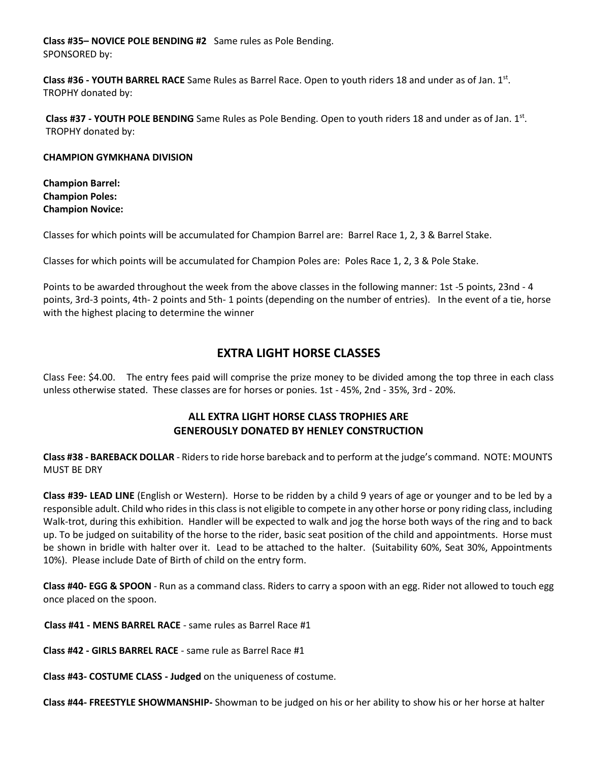**Class #35– NOVICE POLE BENDING #2** Same rules as Pole Bending.
SPONSORED by:

**Class #36 - YOUTH BARREL RACE** Same Rules as Barrel Race. Open to youth riders 18 and under as of Jan. 1st.
TROPHY donated by:

**Class #37 - YOUTH POLE BENDING** Same Rules as Pole Bending. Open to youth riders 18 and under as of Jan. 1st.
TROPHY donated by:

**CHAMPION GYMKHANA DIVISION**

**Champion Barrel:**
**Champion Poles:**
**Champion Novice:**

Classes for which points will be accumulated for Champion Barrel are: Barrel Race 1, 2, 3 & Barrel Stake.

Classes for which points will be accumulated for Champion Poles are: Poles Race 1, 2, 3 & Pole Stake.

Points to be awarded throughout the week from the above classes in the following manner: 1st -5 points, 23nd - 4 points, 3rd-3 points, 4th- 2 points and 5th- 1 points (depending on the number of entries). In the event of a tie, horse with the highest placing to determine the winner

## EXTRA LIGHT HORSE CLASSES

Class Fee: $4.00. The entry fees paid will comprise the prize money to be divided among the top three in each class unless otherwise stated. These classes are for horses or ponies. 1st - 45%, 2nd - 35%, 3rd - 20%.

### ALL EXTRA LIGHT HORSE CLASS TROPHIES ARE GENEROUSLY DONATED BY HENLEY CONSTRUCTION

**Class #38 - BAREBACK DOLLAR** - Riders to ride horse bareback and to perform at the judge's command. NOTE: MOUNTS MUST BE DRY

**Class #39- LEAD LINE** (English or Western). Horse to be ridden by a child 9 years of age or younger and to be led by a responsible adult. Child who rides in this class is not eligible to compete in any other horse or pony riding class, including Walk-trot, during this exhibition. Handler will be expected to walk and jog the horse both ways of the ring and to back up. To be judged on suitability of the horse to the rider, basic seat position of the child and appointments. Horse must be shown in bridle with halter over it. Lead to be attached to the halter. (Suitability 60%, Seat 30%, Appointments 10%). Please include Date of Birth of child on the entry form.

**Class #40- EGG & SPOON** - Run as a command class. Riders to carry a spoon with an egg. Rider not allowed to touch egg once placed on the spoon.

**Class #41 - MENS BARREL RACE** - same rules as Barrel Race #1

**Class #42 - GIRLS BARREL RACE** - same rule as Barrel Race #1

**Class #43- COSTUME CLASS - Judged** on the uniqueness of costume.

**Class #44- FREESTYLE SHOWMANSHIP-** Showman to be judged on his or her ability to show his or her horse at halter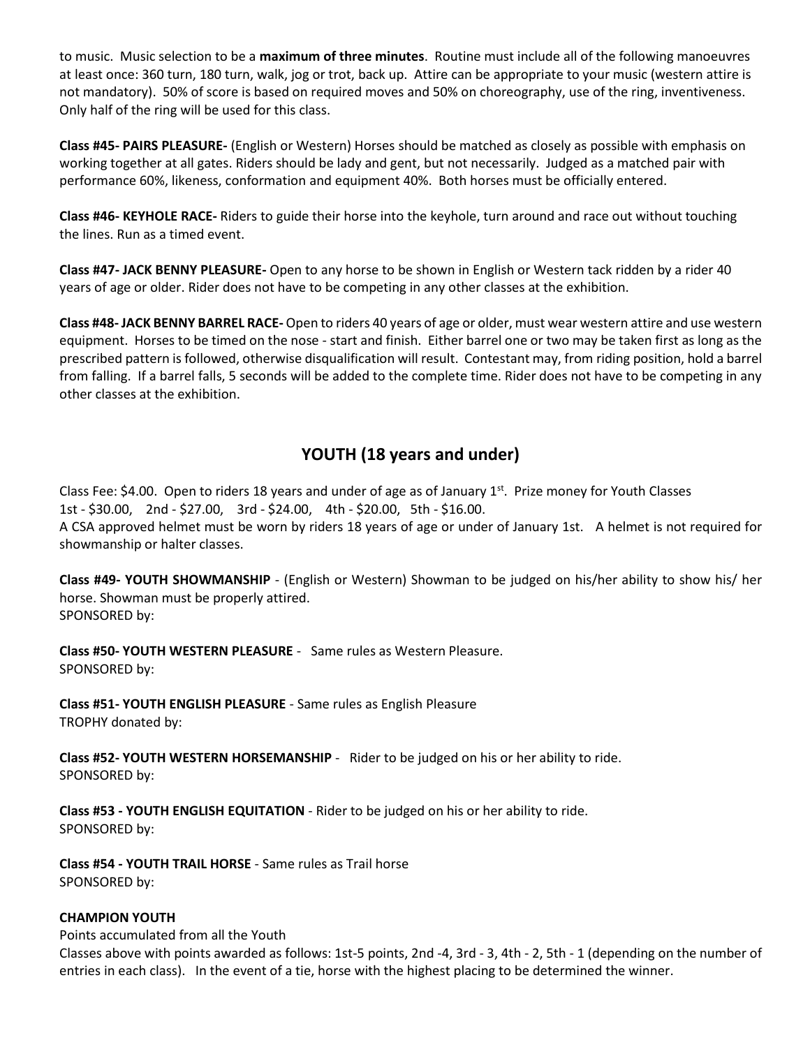to music. Music selection to be a **maximum of three minutes**. Routine must include all of the following manoeuvres at least once: 360 turn, 180 turn, walk, jog or trot, back up. Attire can be appropriate to your music (western attire is not mandatory). 50% of score is based on required moves and 50% on choreography, use of the ring, inventiveness. Only half of the ring will be used for this class.

**Class #45- PAIRS PLEASURE-** (English or Western) Horses should be matched as closely as possible with emphasis on working together at all gates. Riders should be lady and gent, but not necessarily. Judged as a matched pair with performance 60%, likeness, conformation and equipment 40%. Both horses must be officially entered.

**Class #46- KEYHOLE RACE-** Riders to guide their horse into the keyhole, turn around and race out without touching the lines. Run as a timed event.

**Class #47- JACK BENNY PLEASURE-** Open to any horse to be shown in English or Western tack ridden by a rider 40 years of age or older. Rider does not have to be competing in any other classes at the exhibition.

**Class #48- JACK BENNY BARREL RACE-** Open to riders 40 years of age or older, must wear western attire and use western equipment. Horses to be timed on the nose - start and finish. Either barrel one or two may be taken first as long as the prescribed pattern is followed, otherwise disqualification will result. Contestant may, from riding position, hold a barrel from falling. If a barrel falls, 5 seconds will be added to the complete time. Rider does not have to be competing in any other classes at the exhibition.

## YOUTH (18 years and under)

Class Fee: $4.00. Open to riders 18 years and under of age as of January 1st. Prize money for Youth Classes
1st - $30.00, 2nd - $27.00, 3rd - $24.00, 4th - $20.00, 5th - $16.00.
A CSA approved helmet must be worn by riders 18 years of age or under of January 1st. A helmet is not required for showmanship or halter classes.

**Class #49- YOUTH SHOWMANSHIP** - (English or Western) Showman to be judged on his/her ability to show his/ her horse. Showman must be properly attired.
SPONSORED by:

**Class #50- YOUTH WESTERN PLEASURE** - Same rules as Western Pleasure.
SPONSORED by:

**Class #51- YOUTH ENGLISH PLEASURE** - Same rules as English Pleasure
TROPHY donated by:

**Class #52- YOUTH WESTERN HORSEMANSHIP** - Rider to be judged on his or her ability to ride.
SPONSORED by:

**Class #53 - YOUTH ENGLISH EQUITATION** - Rider to be judged on his or her ability to ride.
SPONSORED by:

**Class #54 - YOUTH TRAIL HORSE** - Same rules as Trail horse
SPONSORED by:

**CHAMPION YOUTH**

Points accumulated from all the Youth
Classes above with points awarded as follows: 1st-5 points, 2nd -4, 3rd - 3, 4th - 2, 5th - 1 (depending on the number of entries in each class). In the event of a tie, horse with the highest placing to be determined the winner.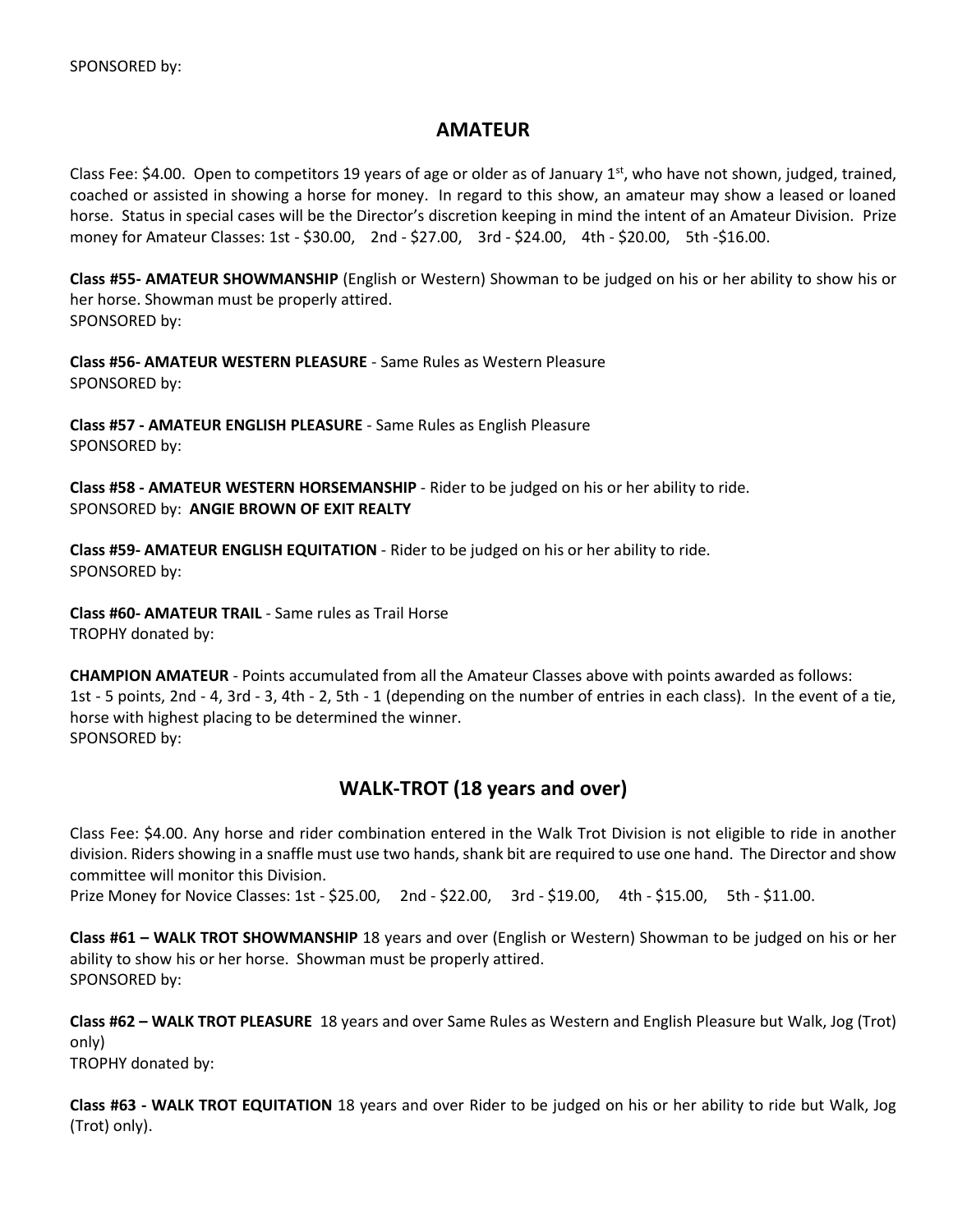SPONSORED by:

## AMATEUR

Class Fee: $4.00. Open to competitors 19 years of age or older as of January 1st, who have not shown, judged, trained, coached or assisted in showing a horse for money. In regard to this show, an amateur may show a leased or loaned horse. Status in special cases will be the Director's discretion keeping in mind the intent of an Amateur Division. Prize money for Amateur Classes: 1st - $30.00, 2nd - $27.00, 3rd - $24.00, 4th - $20.00, 5th -$16.00.

**Class #55- AMATEUR SHOWMANSHIP** (English or Western) Showman to be judged on his or her ability to show his or her horse. Showman must be properly attired.
SPONSORED by:

**Class #56- AMATEUR WESTERN PLEASURE** - Same Rules as Western Pleasure
SPONSORED by:

**Class #57 - AMATEUR ENGLISH PLEASURE** - Same Rules as English Pleasure
SPONSORED by:

**Class #58 - AMATEUR WESTERN HORSEMANSHIP** - Rider to be judged on his or her ability to ride.
SPONSORED by: **ANGIE BROWN OF EXIT REALTY**

**Class #59- AMATEUR ENGLISH EQUITATION** - Rider to be judged on his or her ability to ride.
SPONSORED by:

**Class #60- AMATEUR TRAIL** - Same rules as Trail Horse
TROPHY donated by:

**CHAMPION AMATEUR** - Points accumulated from all the Amateur Classes above with points awarded as follows: 1st - 5 points, 2nd - 4, 3rd - 3, 4th - 2, 5th - 1 (depending on the number of entries in each class). In the event of a tie, horse with highest placing to be determined the winner.
SPONSORED by:

## WALK-TROT (18 years and over)

Class Fee: $4.00. Any horse and rider combination entered in the Walk Trot Division is not eligible to ride in another division. Riders showing in a snaffle must use two hands, shank bit are required to use one hand. The Director and show committee will monitor this Division.
Prize Money for Novice Classes: 1st - $25.00, 2nd - $22.00, 3rd - $19.00, 4th - $15.00, 5th - $11.00.

**Class #61 – WALK TROT SHOWMANSHIP** 18 years and over (English or Western) Showman to be judged on his or her ability to show his or her horse. Showman must be properly attired.
SPONSORED by:

**Class #62 – WALK TROT PLEASURE** 18 years and over Same Rules as Western and English Pleasure but Walk, Jog (Trot) only)
TROPHY donated by:

**Class #63 - WALK TROT EQUITATION** 18 years and over Rider to be judged on his or her ability to ride but Walk, Jog (Trot) only).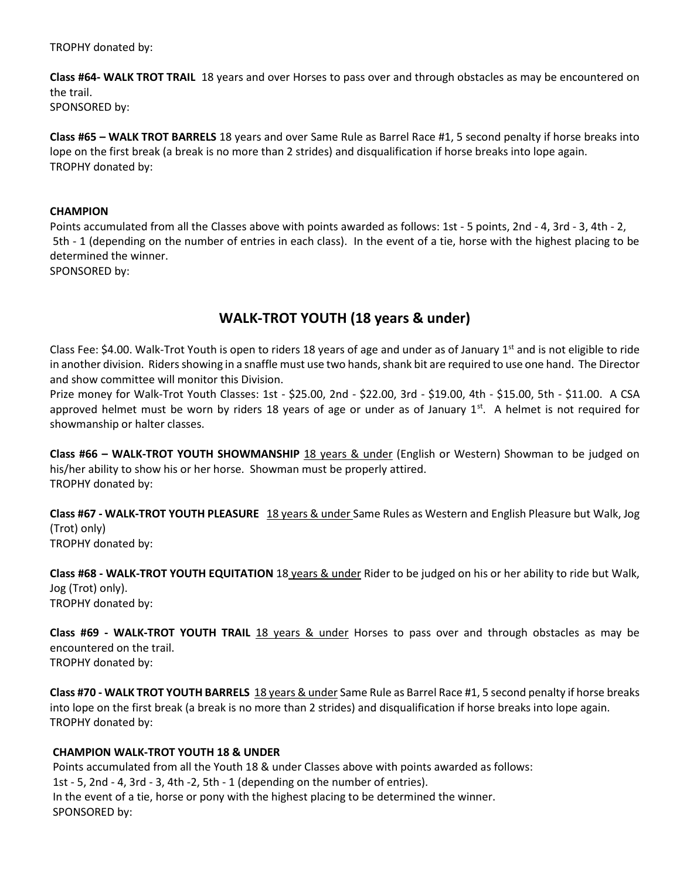TROPHY donated by:

**Class #64- WALK TROT TRAIL** 18 years and over Horses to pass over and through obstacles as may be encountered on the trail.
SPONSORED by:

**Class #65 – WALK TROT BARRELS** 18 years and over Same Rule as Barrel Race #1, 5 second penalty if horse breaks into lope on the first break (a break is no more than 2 strides) and disqualification if horse breaks into lope again.
TROPHY donated by:

**CHAMPION**
Points accumulated from all the Classes above with points awarded as follows: 1st - 5 points, 2nd - 4, 3rd - 3, 4th - 2, 5th - 1 (depending on the number of entries in each class). In the event of a tie, horse with the highest placing to be determined the winner.
SPONSORED by:

## WALK-TROT YOUTH (18 years & under)

Class Fee: $4.00. Walk-Trot Youth is open to riders 18 years of age and under as of January 1st and is not eligible to ride in another division. Riders showing in a snaffle must use two hands, shank bit are required to use one hand. The Director and show committee will monitor this Division.
Prize money for Walk-Trot Youth Classes: 1st - $25.00, 2nd - $22.00, 3rd - $19.00, 4th - $15.00, 5th - $11.00. A CSA approved helmet must be worn by riders 18 years of age or under as of January 1st. A helmet is not required for showmanship or halter classes.

**Class #66 – WALK-TROT YOUTH SHOWMANSHIP** 18 years & under (English or Western) Showman to be judged on his/her ability to show his or her horse. Showman must be properly attired.
TROPHY donated by:

**Class #67 - WALK-TROT YOUTH PLEASURE** 18 years & under Same Rules as Western and English Pleasure but Walk, Jog (Trot) only)
TROPHY donated by:

**Class #68 - WALK-TROT YOUTH EQUITATION** 18 years & under Rider to be judged on his or her ability to ride but Walk, Jog (Trot) only).
TROPHY donated by:

**Class #69 - WALK-TROT YOUTH TRAIL** 18 years & under Horses to pass over and through obstacles as may be encountered on the trail.
TROPHY donated by:

**Class #70 - WALK TROT YOUTH BARRELS** 18 years & under Same Rule as Barrel Race #1, 5 second penalty if horse breaks into lope on the first break (a break is no more than 2 strides) and disqualification if horse breaks into lope again.
TROPHY donated by:

**CHAMPION WALK-TROT YOUTH 18 & UNDER**
Points accumulated from all the Youth 18 & under Classes above with points awarded as follows:
1st - 5, 2nd - 4, 3rd - 3, 4th -2, 5th - 1 (depending on the number of entries).
In the event of a tie, horse or pony with the highest placing to be determined the winner.
SPONSORED by: